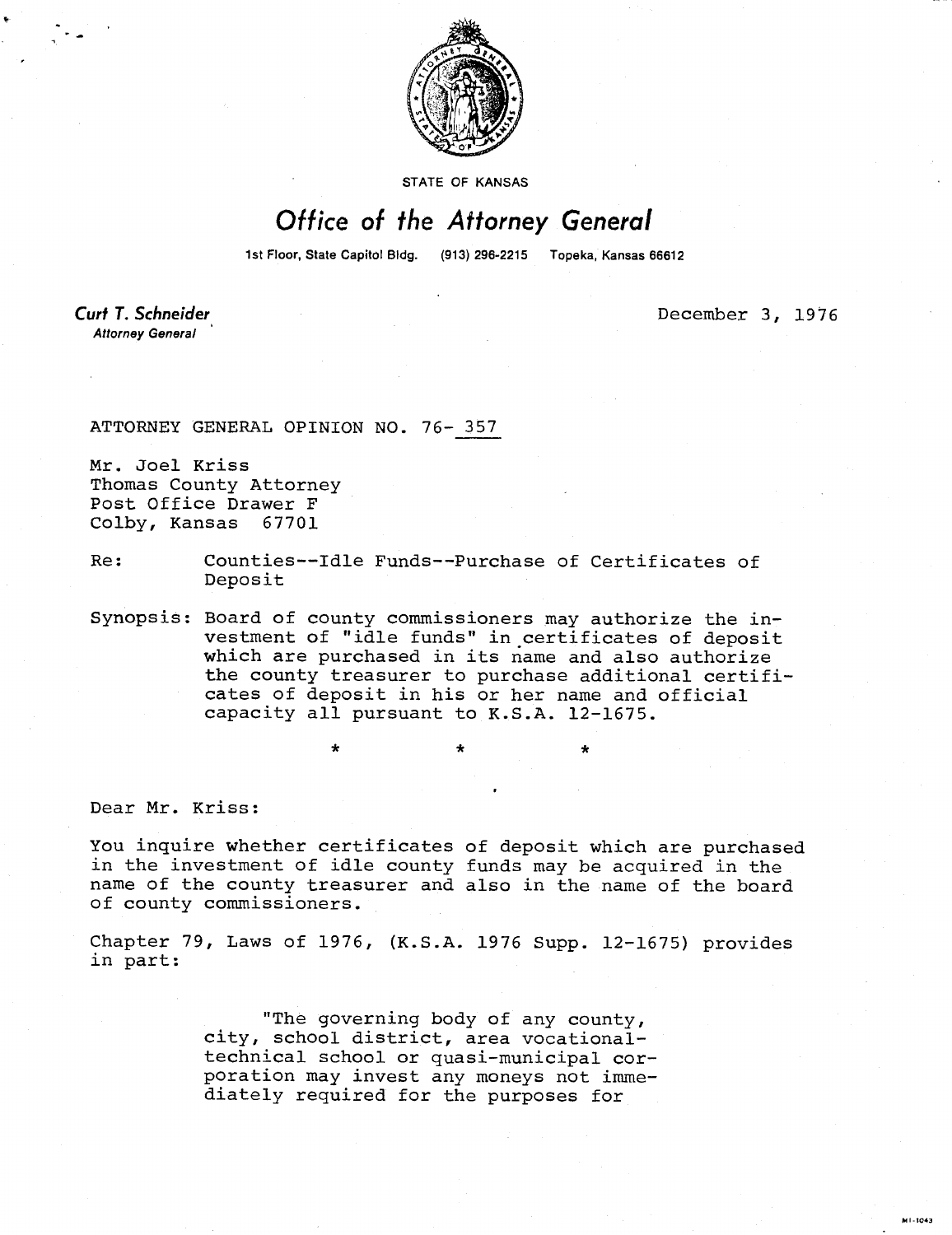STATE OF KANSAS

# Office of the Attorney General

1st Floor, State Capitol Bldg. (913) 296-2215 Topeka, Kansas 66612

**Curt T. Schneider**
*Attorney General*

December 3, 1976

ATTORNEY GENERAL OPINION NO. 76-357

Mr. Joel Kriss
Thomas County Attorney
Post Office Drawer F
Colby, Kansas 67701

Re: Counties--Idle Funds--Purchase of Certificates of Deposit

Synopsis: Board of county commissioners may authorize the investment of "idle funds" in certificates of deposit which are purchased in its name and also authorize the county treasurer to purchase additional certificates of deposit in his or her name and official capacity all pursuant to K.S.A. 12-1675.

\* \* \*

Dear Mr. Kriss:

You inquire whether certificates of deposit which are purchased in the investment of idle county funds may be acquired in the name of the county treasurer and also in the name of the board of county commissioners.

Chapter 79, Laws of 1976, (K.S.A. 1976 Supp. 12-1675) provides in part:

> "The governing body of any county, city, school district, area vocational-technical school or quasi-municipal corporation may invest any moneys not immediately required for the purposes for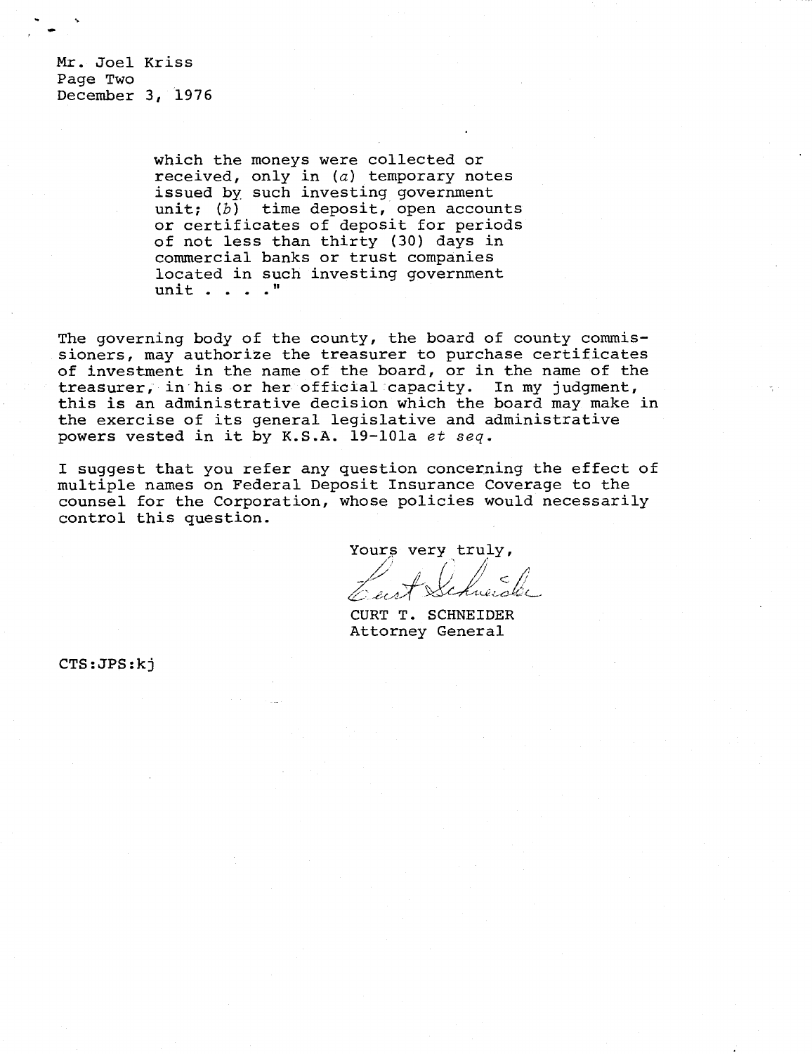Mr. Joel Kriss
Page Two
December 3, 1976

> which the moneys were collected or received, only in (*a*) temporary notes issued by such investing government unit; (*b*) time deposit, open accounts or certificates of deposit for periods of not less than thirty (30) days in commercial banks or trust companies located in such investing government unit . . . ."

The governing body of the county, the board of county commissioners, may authorize the treasurer to purchase certificates of investment in the name of the board, or in the name of the treasurer, in his or her official capacity. In my judgment, this is an administrative decision which the board may make in the exercise of its general legislative and administrative powers vested in it by K.S.A. 19-101a *et seq.*

I suggest that you refer any question concerning the effect of multiple names on Federal Deposit Insurance Coverage to the counsel for the Corporation, whose policies would necessarily control this question.

Yours very truly,

Curt Schneider

CURT T. SCHNEIDER
Attorney General

CTS:JPS:kj